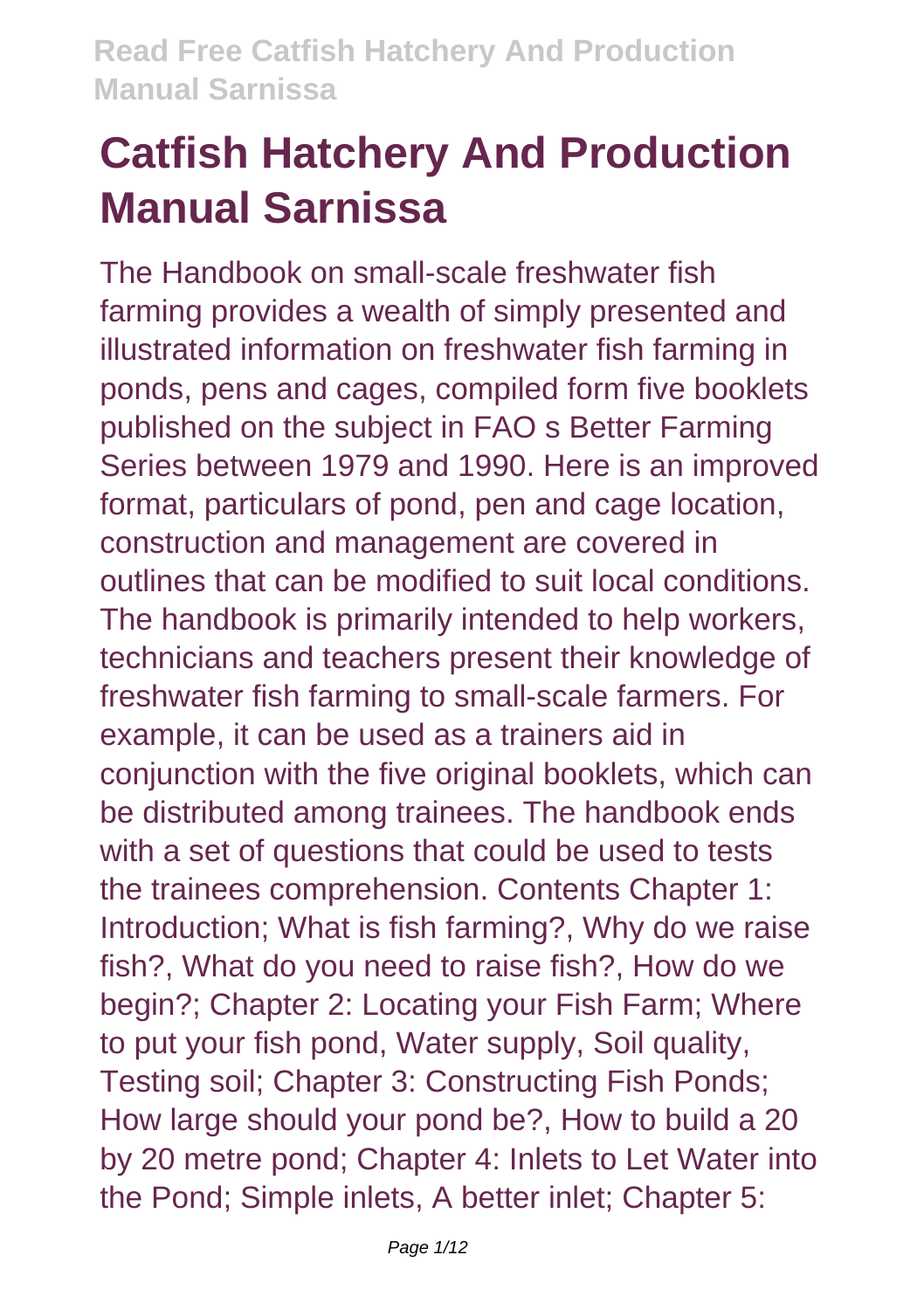# Catfish Hatchery And Production Manual Sarnissa

The Handbook on small-scale freshwater fish farming provides a wealth of simply presented and illustrated information on freshwater fish farming in ponds, pens and cages, compiled form five booklets published on the subject in FAO s Better Farming Series between 1979 and 1990. Here is an improved format, particulars of pond, pen and cage location, construction and management are covered in outlines that can be modified to suit local conditions. The handbook is primarily intended to help workers, technicians and teachers present their knowledge of freshwater fish farming to small-scale farmers. For example, it can be used as a trainers aid in conjunction with the five original booklets, which can be distributed among trainees. The handbook ends with a set of questions that could be used to tests the trainees comprehension. Contents Chapter 1: Introduction; What is fish farming?, Why do we raise fish?, What do you need to raise fish?, How do we begin?; Chapter 2: Locating your Fish Farm; Where to put your fish pond, Water supply, Soil quality, Testing soil; Chapter 3: Constructing Fish Ponds; How large should your pond be?, How to build a 20 by 20 metre pond; Chapter 4: Inlets to Let Water into the Pond; Simple inlets, A better inlet; Chapter 5: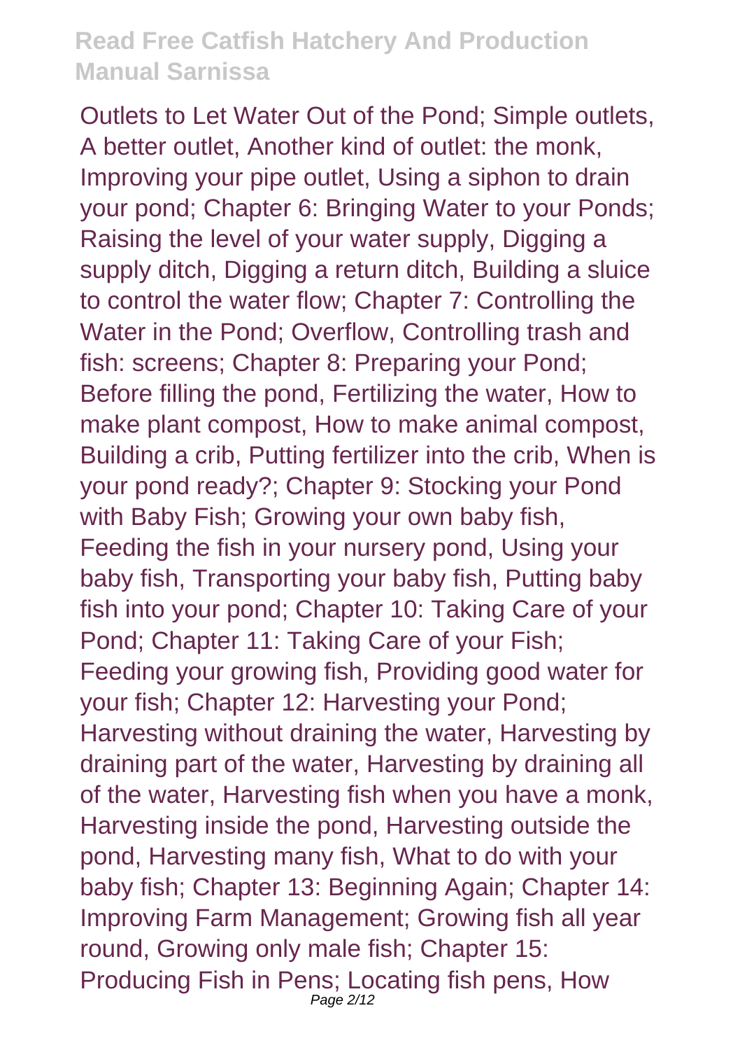Outlets to Let Water Out of the Pond; Simple outlets, A better outlet, Another kind of outlet: the monk, Improving your pipe outlet, Using a siphon to drain your pond; Chapter 6: Bringing Water to your Ponds; Raising the level of your water supply, Digging a supply ditch, Digging a return ditch, Building a sluice to control the water flow; Chapter 7: Controlling the Water in the Pond; Overflow, Controlling trash and fish: screens; Chapter 8: Preparing your Pond; Before filling the pond, Fertilizing the water, How to make plant compost, How to make animal compost, Building a crib, Putting fertilizer into the crib, When is your pond ready?; Chapter 9: Stocking your Pond with Baby Fish; Growing your own baby fish, Feeding the fish in your nursery pond, Using your baby fish, Transporting your baby fish, Putting baby fish into your pond; Chapter 10: Taking Care of your Pond; Chapter 11: Taking Care of your Fish; Feeding your growing fish, Providing good water for your fish; Chapter 12: Harvesting your Pond; Harvesting without draining the water, Harvesting by draining part of the water, Harvesting by draining all of the water, Harvesting fish when you have a monk, Harvesting inside the pond, Harvesting outside the pond, Harvesting many fish, What to do with your baby fish; Chapter 13: Beginning Again; Chapter 14: Improving Farm Management; Growing fish all year round, Growing only male fish; Chapter 15: Producing Fish in Pens; Locating fish pens, How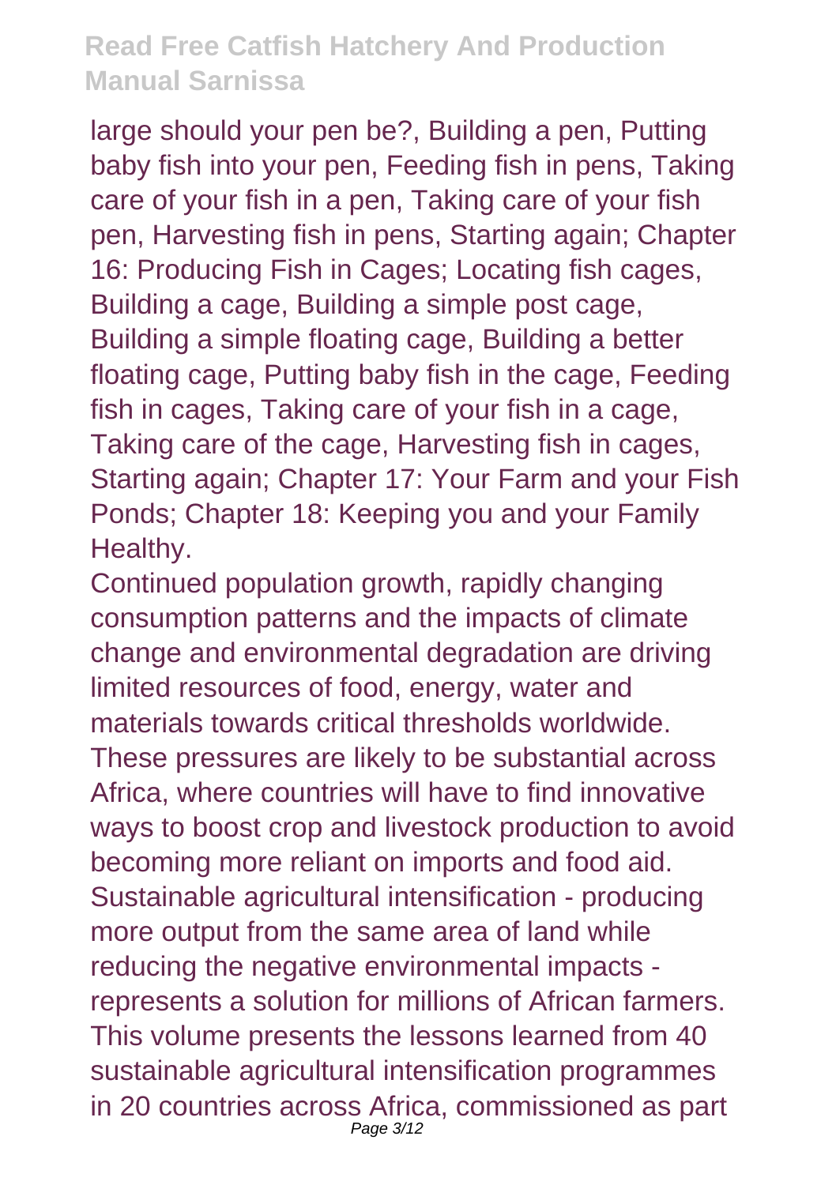large should your pen be?, Building a pen, Putting baby fish into your pen, Feeding fish in pens, Taking care of your fish in a pen, Taking care of your fish pen, Harvesting fish in pens, Starting again; Chapter 16: Producing Fish in Cages; Locating fish cages, Building a cage, Building a simple post cage, Building a simple floating cage, Building a better floating cage, Putting baby fish in the cage, Feeding fish in cages, Taking care of your fish in a cage, Taking care of the cage, Harvesting fish in cages, Starting again; Chapter 17: Your Farm and your Fish Ponds; Chapter 18: Keeping you and your Family Healthy.

Continued population growth, rapidly changing consumption patterns and the impacts of climate change and environmental degradation are driving limited resources of food, energy, water and materials towards critical thresholds worldwide. These pressures are likely to be substantial across Africa, where countries will have to find innovative ways to boost crop and livestock production to avoid becoming more reliant on imports and food aid. Sustainable agricultural intensification - producing more output from the same area of land while reducing the negative environmental impacts - represents a solution for millions of African farmers. This volume presents the lessons learned from 40 sustainable agricultural intensification programmes in 20 countries across Africa, commissioned as part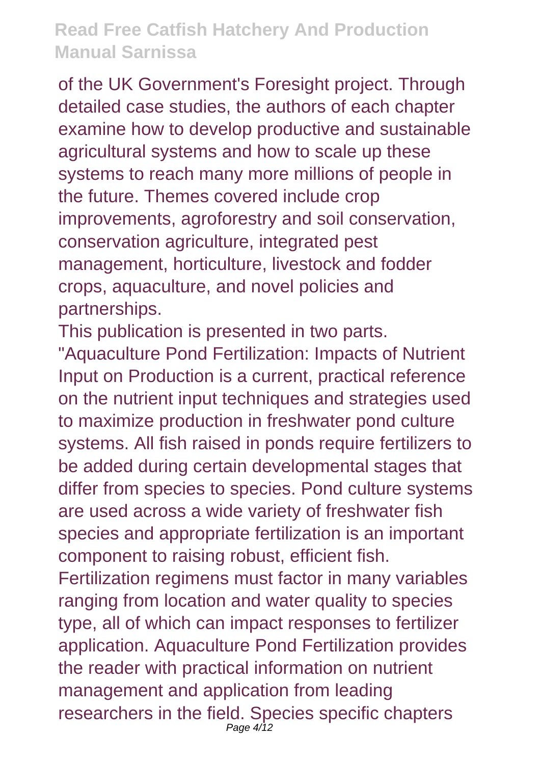of the UK Government's Foresight project. Through detailed case studies, the authors of each chapter examine how to develop productive and sustainable agricultural systems and how to scale up these systems to reach many more millions of people in the future. Themes covered include crop improvements, agroforestry and soil conservation, conservation agriculture, integrated pest management, horticulture, livestock and fodder crops, aquaculture, and novel policies and partnerships.

This publication is presented in two parts.

"Aquaculture Pond Fertilization: Impacts of Nutrient Input on Production is a current, practical reference on the nutrient input techniques and strategies used to maximize production in freshwater pond culture systems. All fish raised in ponds require fertilizers to be added during certain developmental stages that differ from species to species. Pond culture systems are used across a wide variety of freshwater fish species and appropriate fertilization is an important component to raising robust, efficient fish. Fertilization regimens must factor in many variables ranging from location and water quality to species type, all of which can impact responses to fertilizer application. Aquaculture Pond Fertilization provides the reader with practical information on nutrient management and application from leading researchers in the field. Species specific chapters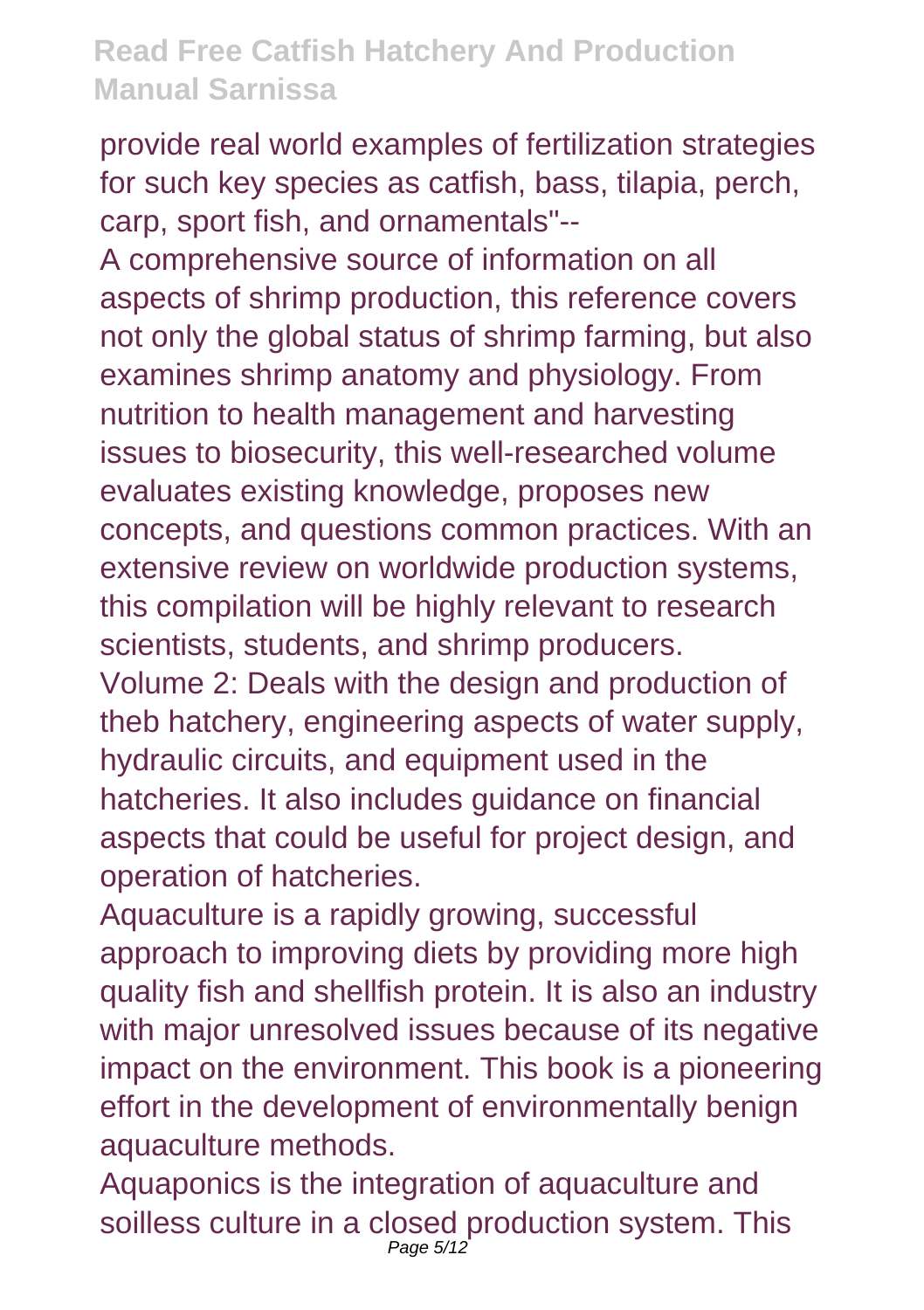provide real world examples of fertilization strategies for such key species as catfish, bass, tilapia, perch, carp, sport fish, and ornamentals"--

A comprehensive source of information on all aspects of shrimp production, this reference covers not only the global status of shrimp farming, but also examines shrimp anatomy and physiology. From nutrition to health management and harvesting issues to biosecurity, this well-researched volume evaluates existing knowledge, proposes new concepts, and questions common practices. With an extensive review on worldwide production systems, this compilation will be highly relevant to research scientists, students, and shrimp producers.

Volume 2: Deals with the design and production of theb hatchery, engineering aspects of water supply, hydraulic circuits, and equipment used in the hatcheries. It also includes guidance on financial aspects that could be useful for project design, and operation of hatcheries.

Aquaculture is a rapidly growing, successful approach to improving diets by providing more high quality fish and shellfish protein. It is also an industry with major unresolved issues because of its negative impact on the environment. This book is a pioneering effort in the development of environmentally benign aquaculture methods.

Aquaponics is the integration of aquaculture and soilless culture in a closed production system. This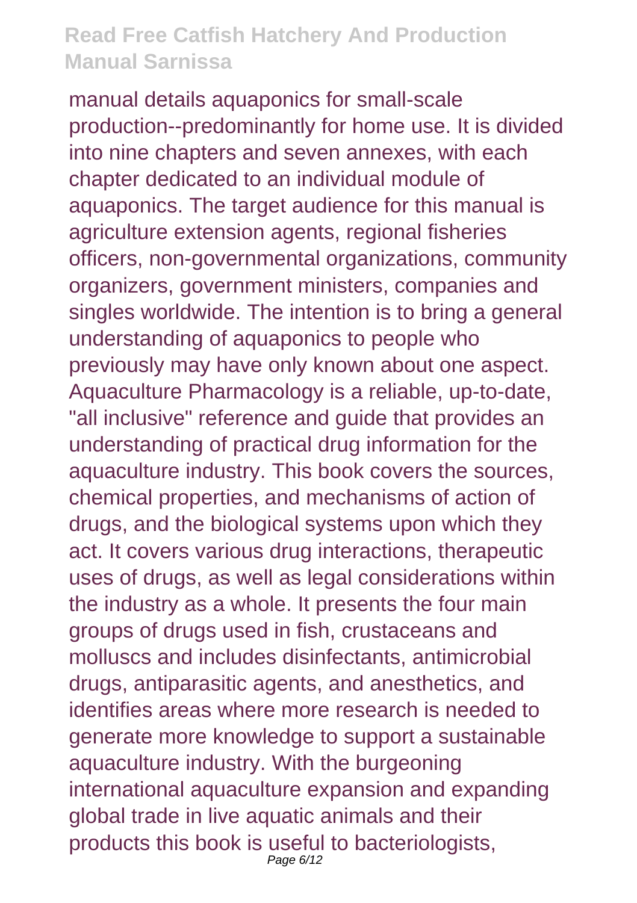manual details aquaponics for small-scale production--predominantly for home use. It is divided into nine chapters and seven annexes, with each chapter dedicated to an individual module of aquaponics. The target audience for this manual is agriculture extension agents, regional fisheries officers, non-governmental organizations, community organizers, government ministers, companies and singles worldwide. The intention is to bring a general understanding of aquaponics to people who previously may have only known about one aspect. Aquaculture Pharmacology is a reliable, up-to-date, "all inclusive" reference and guide that provides an understanding of practical drug information for the aquaculture industry. This book covers the sources, chemical properties, and mechanisms of action of drugs, and the biological systems upon which they act. It covers various drug interactions, therapeutic uses of drugs, as well as legal considerations within the industry as a whole. It presents the four main groups of drugs used in fish, crustaceans and molluscs and includes disinfectants, antimicrobial drugs, antiparasitic agents, and anesthetics, and identifies areas where more research is needed to generate more knowledge to support a sustainable aquaculture industry. With the burgeoning international aquaculture expansion and expanding global trade in live aquatic animals and their products this book is useful to bacteriologists,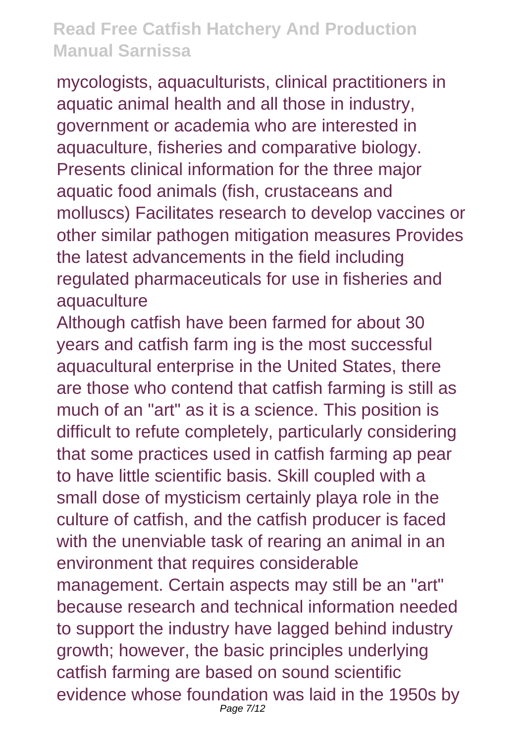mycologists, aquaculturists, clinical practitioners in aquatic animal health and all those in industry, government or academia who are interested in aquaculture, fisheries and comparative biology. Presents clinical information for the three major aquatic food animals (fish, crustaceans and molluscs) Facilitates research to develop vaccines or other similar pathogen mitigation measures Provides the latest advancements in the field including regulated pharmaceuticals for use in fisheries and aquaculture

Although catfish have been farmed for about 30 years and catfish farm ing is the most successful aquacultural enterprise in the United States, there are those who contend that catfish farming is still as much of an "art" as it is a science. This position is difficult to refute completely, particularly considering that some practices used in catfish farming ap pear to have little scientific basis. Skill coupled with a small dose of mysticism certainly playa role in the culture of catfish, and the catfish producer is faced with the unenviable task of rearing an animal in an environment that requires considerable management. Certain aspects may still be an "art" because research and technical information needed to support the industry have lagged behind industry growth; however, the basic principles underlying catfish farming are based on sound scientific evidence whose foundation was laid in the 1950s by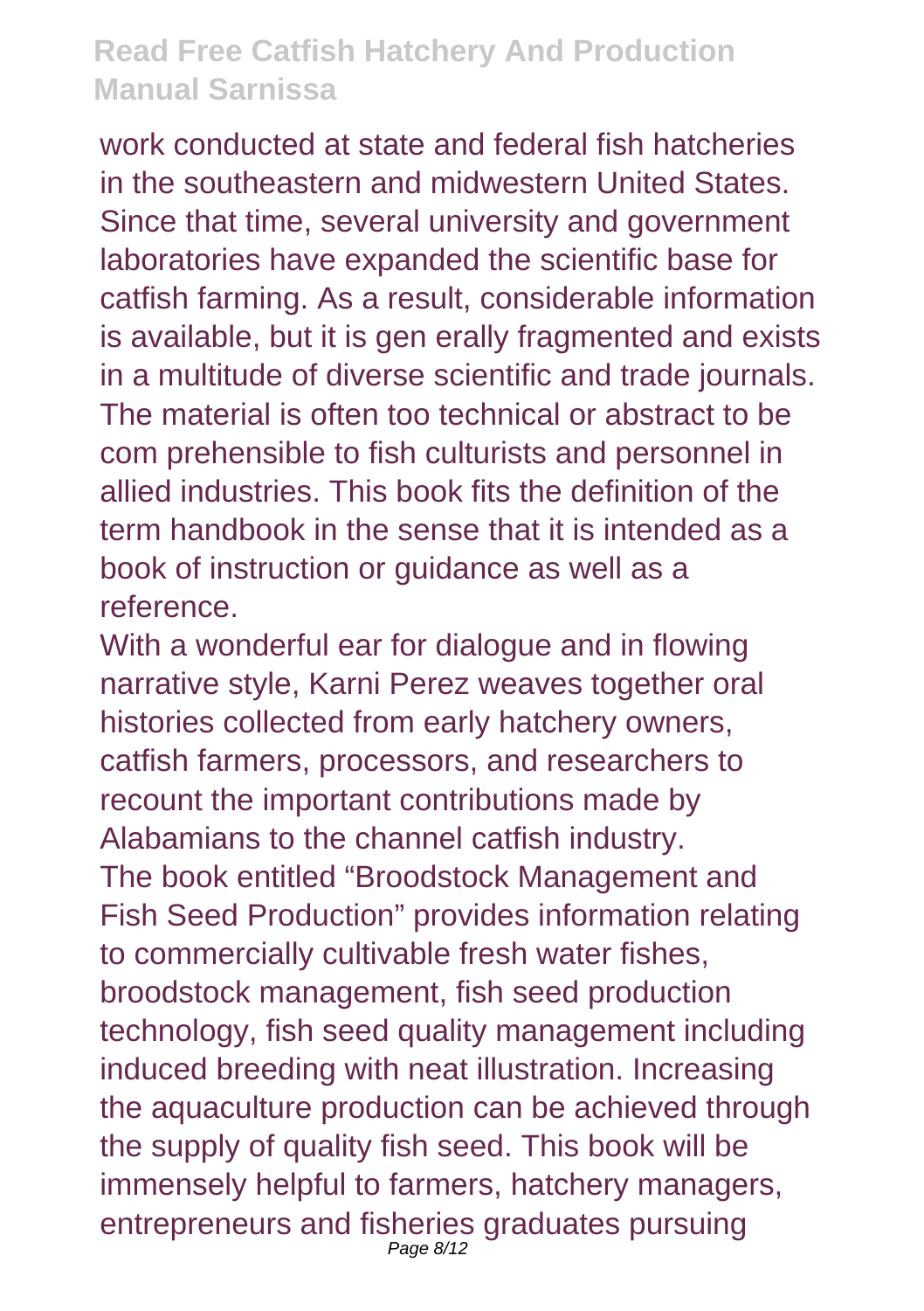work conducted at state and federal fish hatcheries in the southeastern and midwestern United States. Since that time, several university and government laboratories have expanded the scientific base for catfish farming. As a result, considerable information is available, but it is gen erally fragmented and exists in a multitude of diverse scientific and trade journals. The material is often too technical or abstract to be com prehensible to fish culturists and personnel in allied industries. This book fits the definition of the term handbook in the sense that it is intended as a book of instruction or guidance as well as a reference.

With a wonderful ear for dialogue and in flowing narrative style, Karni Perez weaves together oral histories collected from early hatchery owners, catfish farmers, processors, and researchers to recount the important contributions made by Alabamians to the channel catfish industry.

The book entitled "Broodstock Management and Fish Seed Production" provides information relating to commercially cultivable fresh water fishes, broodstock management, fish seed production technology, fish seed quality management including induced breeding with neat illustration. Increasing the aquaculture production can be achieved through the supply of quality fish seed. This book will be immensely helpful to farmers, hatchery managers, entrepreneurs and fisheries graduates pursuing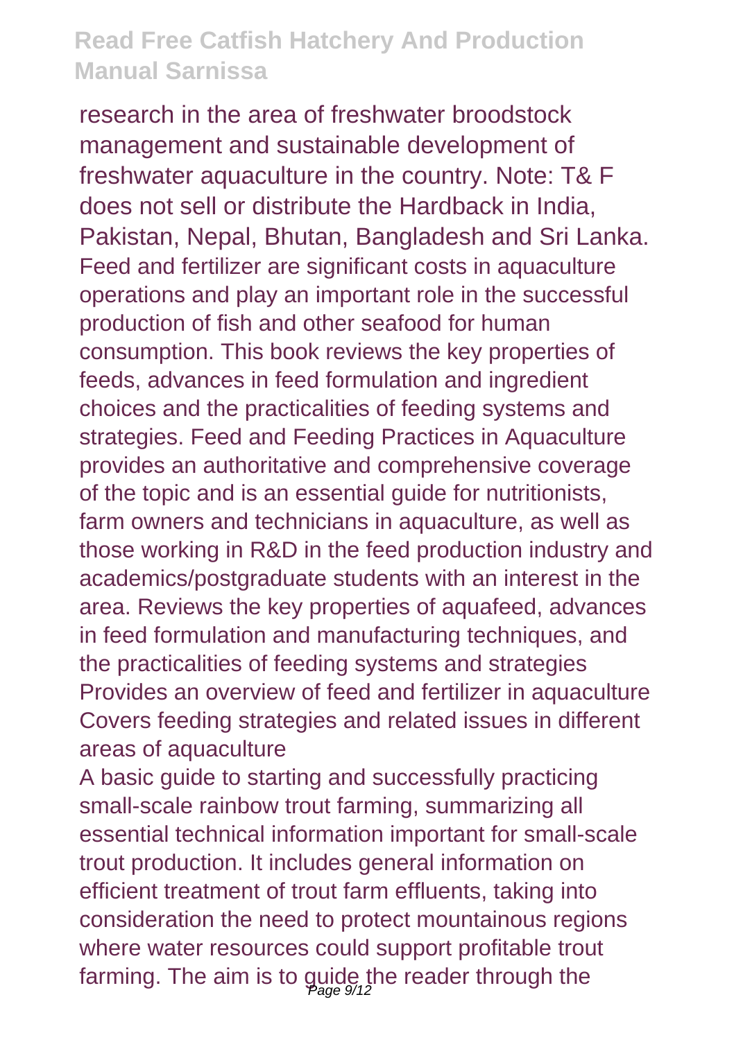research in the area of freshwater broodstock management and sustainable development of freshwater aquaculture in the country. Note: T& F does not sell or distribute the Hardback in India, Pakistan, Nepal, Bhutan, Bangladesh and Sri Lanka. Feed and fertilizer are significant costs in aquaculture operations and play an important role in the successful production of fish and other seafood for human consumption. This book reviews the key properties of feeds, advances in feed formulation and ingredient choices and the practicalities of feeding systems and strategies. Feed and Feeding Practices in Aquaculture provides an authoritative and comprehensive coverage of the topic and is an essential guide for nutritionists, farm owners and technicians in aquaculture, as well as those working in R&D in the feed production industry and academics/postgraduate students with an interest in the area. Reviews the key properties of aquafeed, advances in feed formulation and manufacturing techniques, and the practicalities of feeding systems and strategies Provides an overview of feed and fertilizer in aquaculture Covers feeding strategies and related issues in different areas of aquaculture

A basic guide to starting and successfully practicing small-scale rainbow trout farming, summarizing all essential technical information important for small-scale trout production. It includes general information on efficient treatment of trout farm effluents, taking into consideration the need to protect mountainous regions where water resources could support profitable trout farming. The aim is to guide the reader through the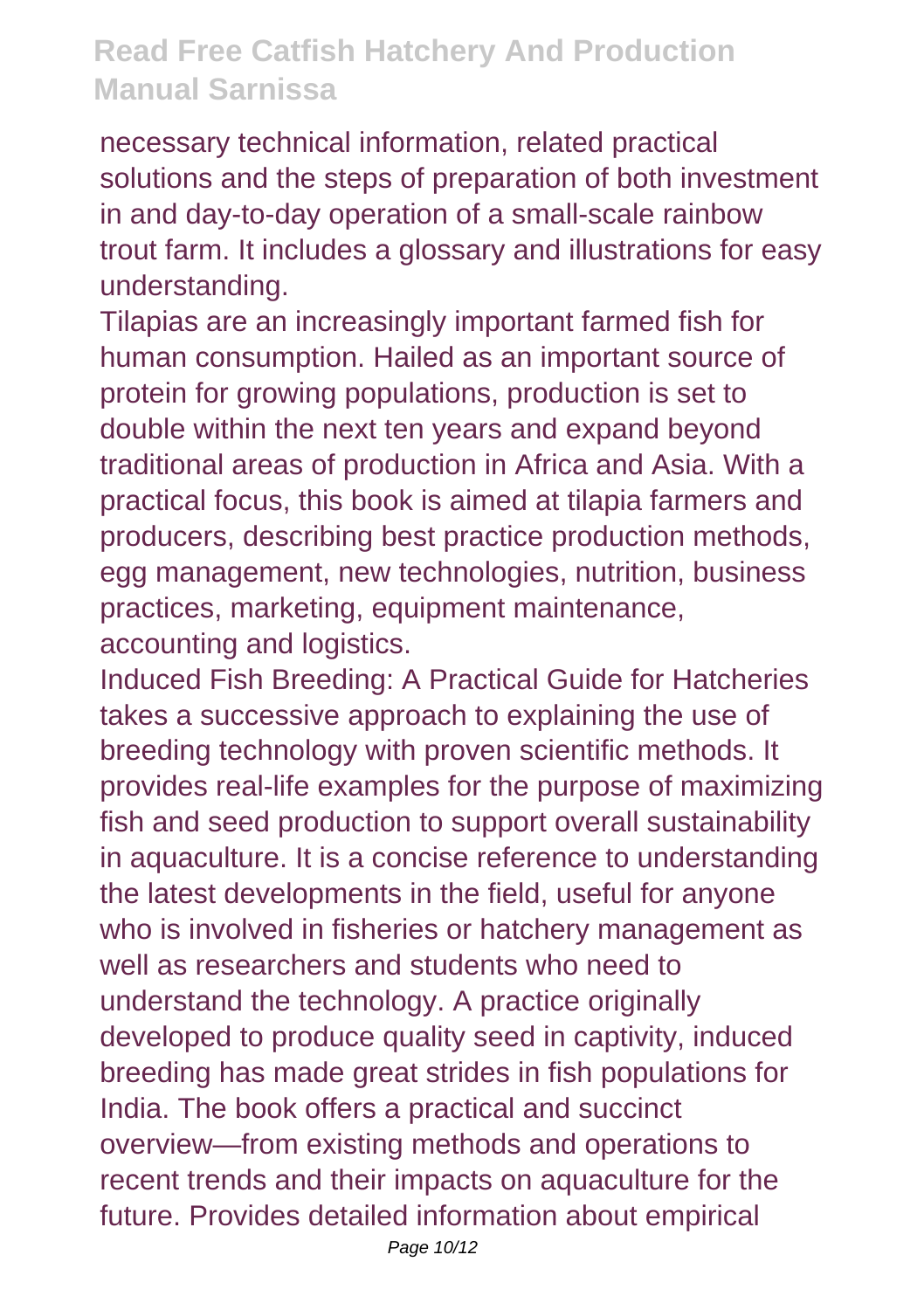necessary technical information, related practical solutions and the steps of preparation of both investment in and day-to-day operation of a small-scale rainbow trout farm. It includes a glossary and illustrations for easy understanding.

Tilapias are an increasingly important farmed fish for human consumption. Hailed as an important source of protein for growing populations, production is set to double within the next ten years and expand beyond traditional areas of production in Africa and Asia. With a practical focus, this book is aimed at tilapia farmers and producers, describing best practice production methods, egg management, new technologies, nutrition, business practices, marketing, equipment maintenance, accounting and logistics.

Induced Fish Breeding: A Practical Guide for Hatcheries takes a successive approach to explaining the use of breeding technology with proven scientific methods. It provides real-life examples for the purpose of maximizing fish and seed production to support overall sustainability in aquaculture. It is a concise reference to understanding the latest developments in the field, useful for anyone who is involved in fisheries or hatchery management as well as researchers and students who need to understand the technology. A practice originally developed to produce quality seed in captivity, induced breeding has made great strides in fish populations for India. The book offers a practical and succinct overview—from existing methods and operations to recent trends and their impacts on aquaculture for the future. Provides detailed information about empirical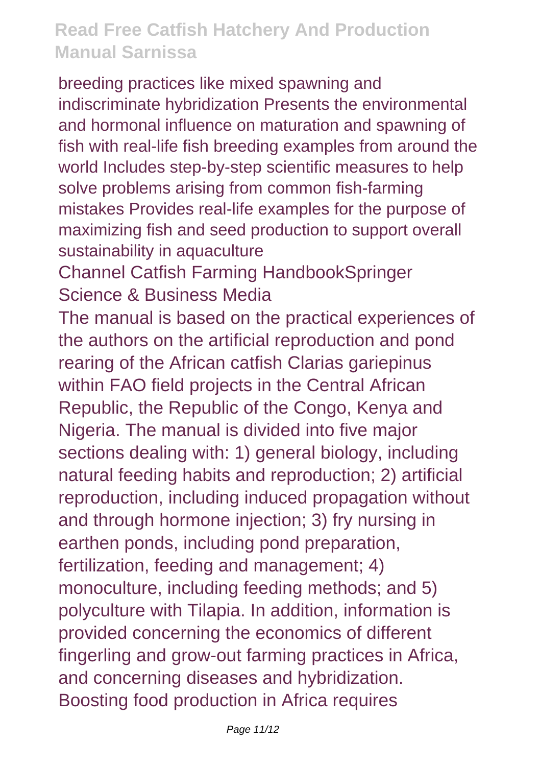breeding practices like mixed spawning and indiscriminate hybridization Presents the environmental and hormonal influence on maturation and spawning of fish with real-life fish breeding examples from around the world Includes step-by-step scientific measures to help solve problems arising from common fish-farming mistakes Provides real-life examples for the purpose of maximizing fish and seed production to support overall sustainability in aquaculture

Channel Catfish Farming HandbookSpringer Science & Business Media

The manual is based on the practical experiences of the authors on the artificial reproduction and pond rearing of the African catfish Clarias gariepinus within FAO field projects in the Central African Republic, the Republic of the Congo, Kenya and Nigeria. The manual is divided into five major sections dealing with: 1) general biology, including natural feeding habits and reproduction; 2) artificial reproduction, including induced propagation without and through hormone injection; 3) fry nursing in earthen ponds, including pond preparation, fertilization, feeding and management; 4) monoculture, including feeding methods; and 5) polyculture with Tilapia. In addition, information is provided concerning the economics of different fingerling and grow-out farming practices in Africa, and concerning diseases and hybridization. Boosting food production in Africa requires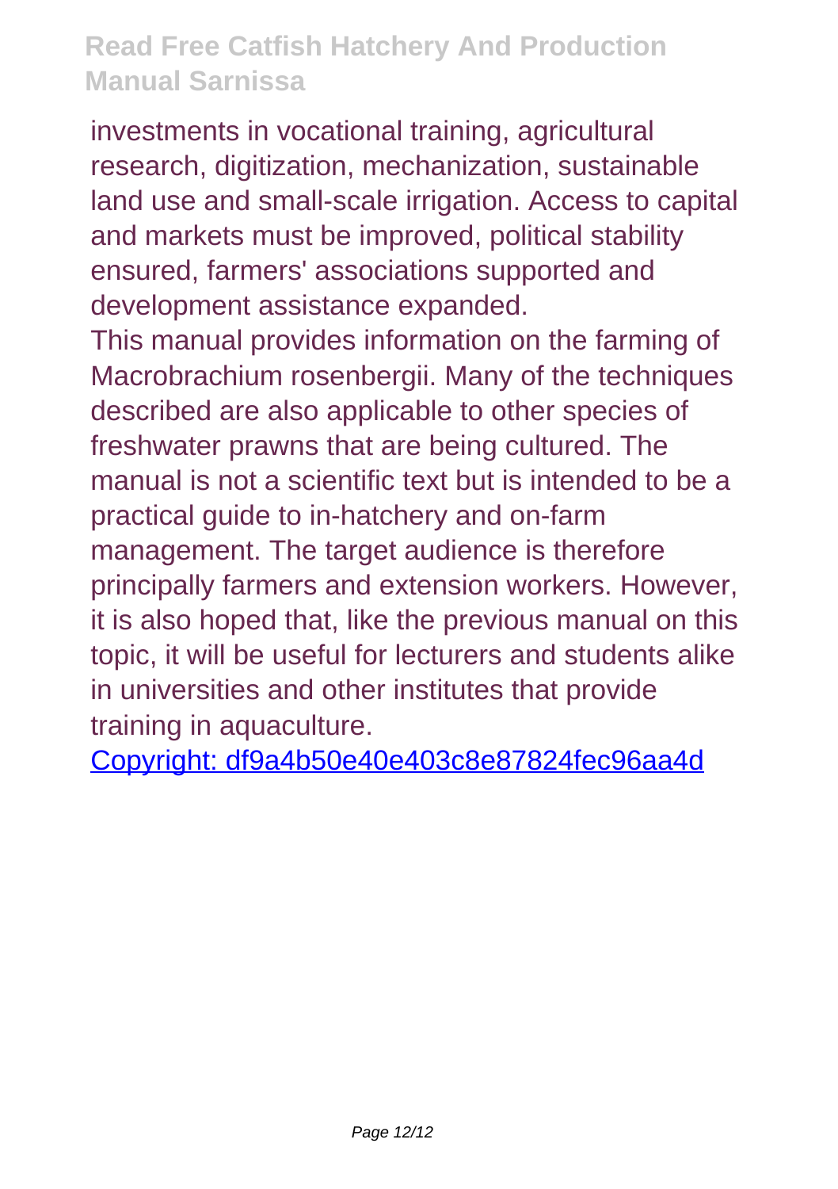investments in vocational training, agricultural research, digitization, mechanization, sustainable land use and small-scale irrigation. Access to capital and markets must be improved, political stability ensured, farmers' associations supported and development assistance expanded.

This manual provides information on the farming of Macrobrachium rosenbergii. Many of the techniques described are also applicable to other species of freshwater prawns that are being cultured. The manual is not a scientific text but is intended to be a practical guide to in-hatchery and on-farm management. The target audience is therefore principally farmers and extension workers. However, it is also hoped that, like the previous manual on this topic, it will be useful for lecturers and students alike in universities and other institutes that provide training in aquaculture.

Copyright: df9a4b50e40e403c8e87824fec96aa4d